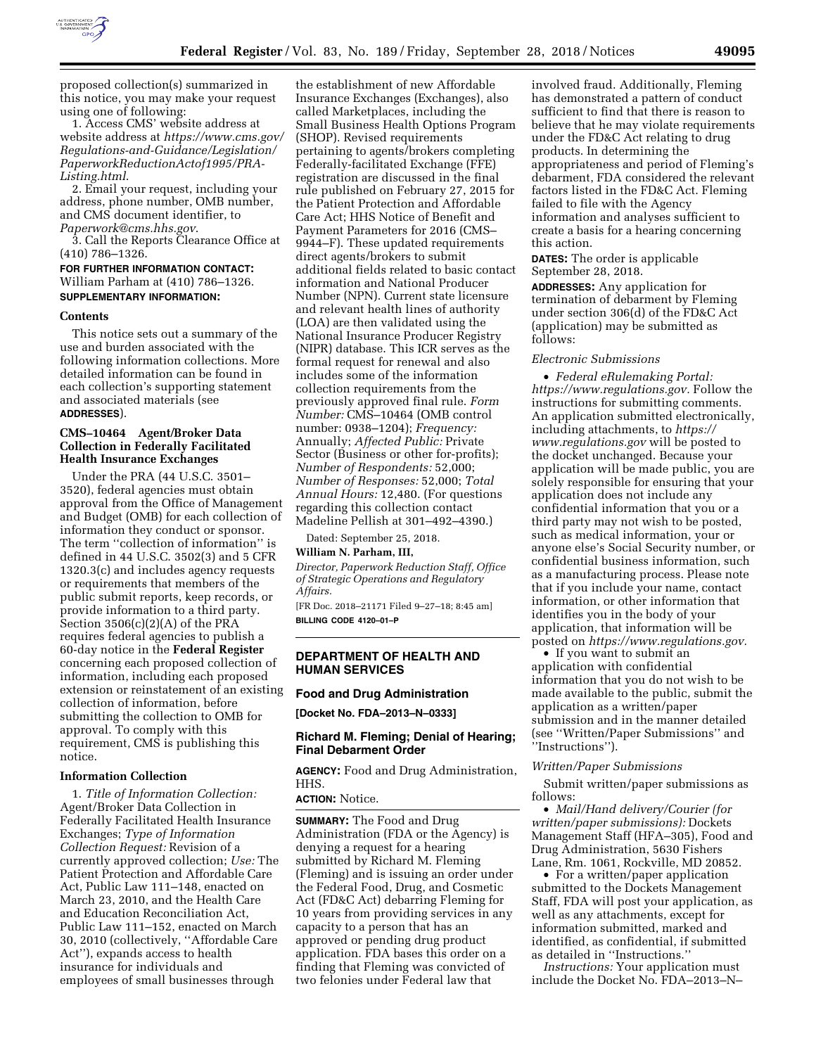proposed collection(s) summarized in this notice, you may make your request using one of following:

1. Access CMS' website address at website address at *https://www.cms.gov/Regulations-and-Guidance/Legislation/PaperworkReductionActof1995/PRA-Listing.html*.

2. Email your request, including your address, phone number, OMB number, and CMS document identifier, to *Paperwork@cms.hhs.gov*.

3. Call the Reports Clearance Office at (410) 786–1326.

**FOR FURTHER INFORMATION CONTACT:** William Parham at (410) 786–1326.

**SUPPLEMENTARY INFORMATION:**

#### Contents

This notice sets out a summary of the use and burden associated with the following information collections. More detailed information can be found in each collection's supporting statement and associated materials (see **ADDRESSES**).

#### CMS–10464 Agent/Broker Data Collection in Federally Facilitated Health Insurance Exchanges

Under the PRA (44 U.S.C. 3501–3520), federal agencies must obtain approval from the Office of Management and Budget (OMB) for each collection of information they conduct or sponsor. The term ''collection of information'' is defined in 44 U.S.C. 3502(3) and 5 CFR 1320.3(c) and includes agency requests or requirements that members of the public submit reports, keep records, or provide information to a third party. Section 3506(c)(2)(A) of the PRA requires federal agencies to publish a 60-day notice in the **Federal Register** concerning each proposed collection of information, including each proposed extension or reinstatement of an existing collection of information, before submitting the collection to OMB for approval. To comply with this requirement, CMS is publishing this notice.

#### Information Collection

1. *Title of Information Collection:* Agent/Broker Data Collection in Federally Facilitated Health Insurance Exchanges; *Type of Information Collection Request:* Revision of a currently approved collection; *Use:* The Patient Protection and Affordable Care Act, Public Law 111–148, enacted on March 23, 2010, and the Health Care and Education Reconciliation Act, Public Law 111–152, enacted on March 30, 2010 (collectively, ''Affordable Care Act''), expands access to health insurance for individuals and employees of small businesses through the establishment of new Affordable Insurance Exchanges (Exchanges), also called Marketplaces, including the Small Business Health Options Program (SHOP). Revised requirements pertaining to agents/brokers completing Federally-facilitated Exchange (FFE) registration are discussed in the final rule published on February 27, 2015 for the Patient Protection and Affordable Care Act; HHS Notice of Benefit and Payment Parameters for 2016 (CMS–9944–F). These updated requirements direct agents/brokers to submit additional fields related to basic contact information and National Producer Number (NPN). Current state licensure and relevant health lines of authority (LOA) are then validated using the National Insurance Producer Registry (NIPR) database. This ICR serves as the formal request for renewal and also includes some of the information collection requirements from the previously approved final rule. *Form Number:* CMS–10464 (OMB control number: 0938–1204); *Frequency:* Annually; *Affected Public:* Private Sector (Business or other for-profits); *Number of Respondents:* 52,000; *Number of Responses:* 52,000; *Total Annual Hours:* 12,480. (For questions regarding this collection contact Madeline Pellish at 301–492–4390.)

Dated: September 25, 2018.

**William N. Parham, III,**

*Director, Paperwork Reduction Staff, Office of Strategic Operations and Regulatory Affairs.*

[FR Doc. 2018–21171 Filed 9–27–18; 8:45 am]

**BILLING CODE 4120–01–P**

## DEPARTMENT OF HEALTH AND HUMAN SERVICES

### Food and Drug Administration

**[Docket No. FDA–2013–N–0333]**

### Richard M. Fleming; Denial of Hearing; Final Debarment Order

**AGENCY:** Food and Drug Administration, HHS.

**ACTION:** Notice.

**SUMMARY:** The Food and Drug Administration (FDA or the Agency) is denying a request for a hearing submitted by Richard M. Fleming (Fleming) and is issuing an order under the Federal Food, Drug, and Cosmetic Act (FD&C Act) debarring Fleming for 10 years from providing services in any capacity to a person that has an approved or pending drug product application. FDA bases this order on a finding that Fleming was convicted of two felonies under Federal law that involved fraud. Additionally, Fleming has demonstrated a pattern of conduct sufficient to find that there is reason to believe that he may violate requirements under the FD&C Act relating to drug products. In determining the appropriateness and period of Fleming's debarment, FDA considered the relevant factors listed in the FD&C Act. Fleming failed to file with the Agency information and analyses sufficient to create a basis for a hearing concerning this action.

**DATES:** The order is applicable September 28, 2018.

**ADDRESSES:** Any application for termination of debarment by Fleming under section 306(d) of the FD&C Act (application) may be submitted as follows:

*Electronic Submissions*

- *Federal eRulemaking Portal: https://www.regulations.gov.* Follow the instructions for submitting comments. An application submitted electronically, including attachments, to *https://www.regulations.gov* will be posted to the docket unchanged. Because your application will be made public, you are solely responsible for ensuring that your application does not include any confidential information that you or a third party may not wish to be posted, such as medical information, your or anyone else's Social Security number, or confidential business information, such as a manufacturing process. Please note that if you include your name, contact information, or other information that identifies you in the body of your application, that information will be posted on *https://www.regulations.gov.*
- If you want to submit an application with confidential information that you do not wish to be made available to the public, submit the application as a written/paper submission and in the manner detailed (see ''Written/Paper Submissions'' and ''Instructions'').

*Written/Paper Submissions*

Submit written/paper submissions as follows:

- *Mail/Hand delivery/Courier (for written/paper submissions):* Dockets Management Staff (HFA–305), Food and Drug Administration, 5630 Fishers Lane, Rm. 1061, Rockville, MD 20852.
- For a written/paper application submitted to the Dockets Management Staff, FDA will post your application, as well as any attachments, except for information submitted, marked and identified, as confidential, if submitted as detailed in ''Instructions.''

*Instructions:* Your application must include the Docket No. FDA–2013–N–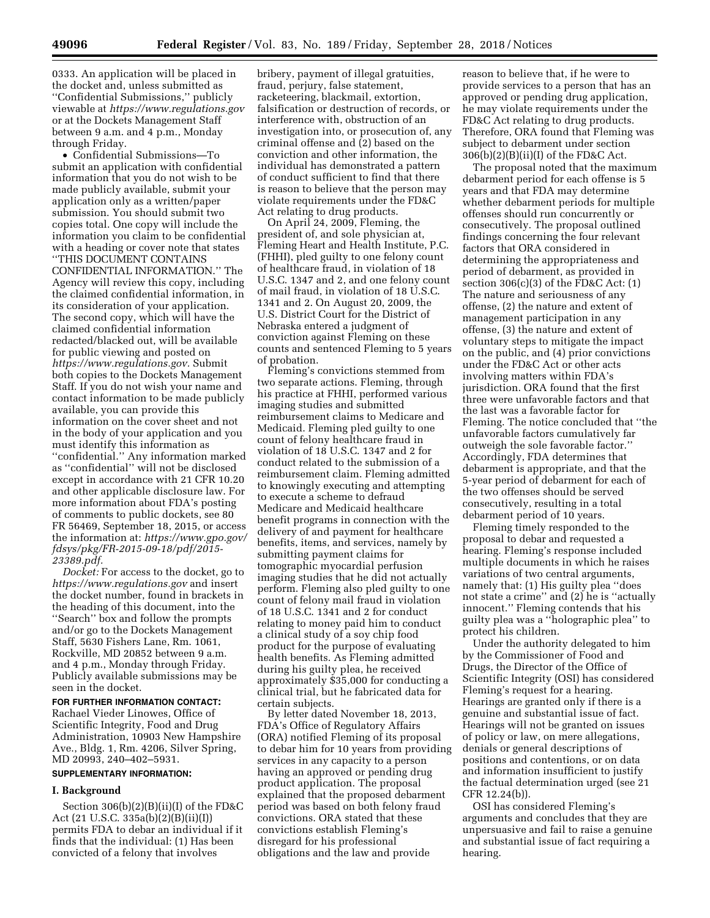0333. An application will be placed in the docket and, unless submitted as ''Confidential Submissions,'' publicly viewable at *https://www.regulations.gov* or at the Dockets Management Staff between 9 a.m. and 4 p.m., Monday through Friday.

- Confidential Submissions—To submit an application with confidential information that you do not wish to be made publicly available, submit your application only as a written/paper submission. You should submit two copies total. One copy will include the information you claim to be confidential with a heading or cover note that states ''THIS DOCUMENT CONTAINS CONFIDENTIAL INFORMATION.'' The Agency will review this copy, including the claimed confidential information, in its consideration of your application. The second copy, which will have the claimed confidential information redacted/blacked out, will be available for public viewing and posted on *https://www.regulations.gov.* Submit both copies to the Dockets Management Staff. If you do not wish your name and contact information to be made publicly available, you can provide this information on the cover sheet and not in the body of your application and you must identify this information as ''confidential.'' Any information marked as ''confidential'' will not be disclosed except in accordance with 21 CFR 10.20 and other applicable disclosure law. For more information about FDA's posting of comments to public dockets, see 80 FR 56469, September 18, 2015, or access the information at: *https://www.gpo.gov/fdsys/pkg/FR-2015-09-18/pdf/2015-23389.pdf.*

*Docket:* For access to the docket, go to *https://www.regulations.gov* and insert the docket number, found in brackets in the heading of this document, into the ''Search'' box and follow the prompts and/or go to the Dockets Management Staff, 5630 Fishers Lane, Rm. 1061, Rockville, MD 20852 between 9 a.m. and 4 p.m., Monday through Friday. Publicly available submissions may be seen in the docket.

**FOR FURTHER INFORMATION CONTACT:** Rachael Vieder Linowes, Office of Scientific Integrity, Food and Drug Administration, 10903 New Hampshire Ave., Bldg. 1, Rm. 4206, Silver Spring, MD 20993, 240–402–5931.

**SUPPLEMENTARY INFORMATION:**

## I. Background

Section 306(b)(2)(B)(ii)(I) of the FD&C Act (21 U.S.C. 335a(b)(2)(B)(ii)(I)) permits FDA to debar an individual if it finds that the individual: (1) Has been convicted of a felony that involves bribery, payment of illegal gratuities, fraud, perjury, false statement, racketeering, blackmail, extortion, falsification or destruction of records, or interference with, obstruction of an investigation into, or prosecution of, any criminal offense and (2) based on the conviction and other information, the individual has demonstrated a pattern of conduct sufficient to find that there is reason to believe that the person may violate requirements under the FD&C Act relating to drug products.

On April 24, 2009, Fleming, the president of, and sole physician at, Fleming Heart and Health Institute, P.C. (FHHI), pled guilty to one felony count of healthcare fraud, in violation of 18 U.S.C. 1347 and 2, and one felony count of mail fraud, in violation of 18 U.S.C. 1341 and 2. On August 20, 2009, the U.S. District Court for the District of Nebraska entered a judgment of conviction against Fleming on these counts and sentenced Fleming to 5 years of probation.

Fleming's convictions stemmed from two separate actions. Fleming, through his practice at FHHI, performed various imaging studies and submitted reimbursement claims to Medicare and Medicaid. Fleming pled guilty to one count of felony healthcare fraud in violation of 18 U.S.C. 1347 and 2 for conduct related to the submission of a reimbursement claim. Fleming admitted to knowingly executing and attempting to execute a scheme to defraud Medicare and Medicaid healthcare benefit programs in connection with the delivery of and payment for healthcare benefits, items, and services, namely by submitting payment claims for tomographic myocardial perfusion imaging studies that he did not actually perform. Fleming also pled guilty to one count of felony mail fraud in violation of 18 U.S.C. 1341 and 2 for conduct relating to money paid him to conduct a clinical study of a soy chip food product for the purpose of evaluating health benefits. As Fleming admitted during his guilty plea, he received approximately $35,000 for conducting a clinical trial, but he fabricated data for certain subjects.

By letter dated November 18, 2013, FDA's Office of Regulatory Affairs (ORA) notified Fleming of its proposal to debar him for 10 years from providing services in any capacity to a person having an approved or pending drug product application. The proposal explained that the proposed debarment period was based on both felony fraud convictions. ORA stated that these convictions establish Fleming's disregard for his professional obligations and the law and provide reason to believe that, if he were to provide services to a person that has an approved or pending drug application, he may violate requirements under the FD&C Act relating to drug products. Therefore, ORA found that Fleming was subject to debarment under section 306(b)(2)(B)(ii)(I) of the FD&C Act.

The proposal noted that the maximum debarment period for each offense is 5 years and that FDA may determine whether debarment periods for multiple offenses should run concurrently or consecutively. The proposal outlined findings concerning the four relevant factors that ORA considered in determining the appropriateness and period of debarment, as provided in section 306(c)(3) of the FD&C Act: (1) The nature and seriousness of any offense, (2) the nature and extent of management participation in any offense, (3) the nature and extent of voluntary steps to mitigate the impact on the public, and (4) prior convictions under the FD&C Act or other acts involving matters within FDA's jurisdiction. ORA found that the first three were unfavorable factors and that the last was a favorable factor for Fleming. The notice concluded that ''the unfavorable factors cumulatively far outweigh the sole favorable factor.'' Accordingly, FDA determines that debarment is appropriate, and that the 5-year period of debarment for each of the two offenses should be served consecutively, resulting in a total debarment period of 10 years.

Fleming timely responded to the proposal to debar and requested a hearing. Fleming's response included multiple documents in which he raises variations of two central arguments, namely that: (1) His guilty plea ''does not state a crime'' and (2) he is ''actually innocent.'' Fleming contends that his guilty plea was a ''holographic plea'' to protect his children.

Under the authority delegated to him by the Commissioner of Food and Drugs, the Director of the Office of Scientific Integrity (OSI) has considered Fleming's request for a hearing. Hearings are granted only if there is a genuine and substantial issue of fact. Hearings will not be granted on issues of policy or law, on mere allegations, denials or general descriptions of positions and contentions, or on data and information insufficient to justify the factual determination urged (see 21 CFR 12.24(b)).

OSI has considered Fleming's arguments and concludes that they are unpersuasive and fail to raise a genuine and substantial issue of fact requiring a hearing.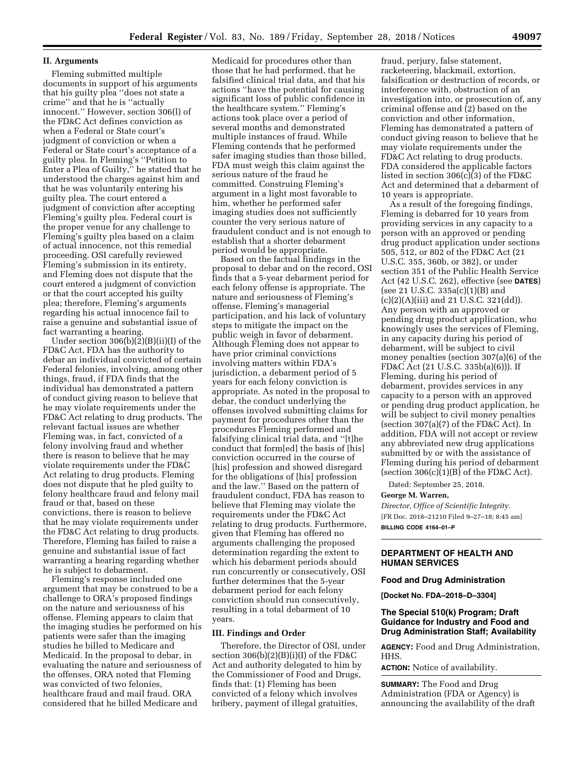## II. Arguments

Fleming submitted multiple documents in support of his arguments that his guilty plea ''does not state a crime'' and that he is ''actually innocent.'' However, section 306(l) of the FD&C Act defines conviction as when a Federal or State court's judgment of conviction or when a Federal or State court's acceptance of a guilty plea. In Fleming's ''Petition to Enter a Plea of Guilty,'' he stated that he understood the charges against him and that he was voluntarily entering his guilty plea. The court entered a judgment of conviction after accepting Fleming's guilty plea. Federal court is the proper venue for any challenge to Fleming's guilty plea based on a claim of actual innocence, not this remedial proceeding. OSI carefully reviewed Fleming's submission in its entirety, and Fleming does not dispute that the court entered a judgment of conviction or that the court accepted his guilty plea; therefore, Fleming's arguments regarding his actual innocence fail to raise a genuine and substantial issue of fact warranting a hearing.

Under section 306(b)(2)(B)(ii)(I) of the FD&C Act, FDA has the authority to debar an individual convicted of certain Federal felonies, involving, among other things, fraud, if FDA finds that the individual has demonstrated a pattern of conduct giving reason to believe that he may violate requirements under the FD&C Act relating to drug products. The relevant factual issues are whether Fleming was, in fact, convicted of a felony involving fraud and whether there is reason to believe that he may violate requirements under the FD&C Act relating to drug products. Fleming does not dispute that he pled guilty to felony healthcare fraud and felony mail fraud or that, based on these convictions, there is reason to believe that he may violate requirements under the FD&C Act relating to drug products. Therefore, Fleming has failed to raise a genuine and substantial issue of fact warranting a hearing regarding whether he is subject to debarment.

Fleming's response included one argument that may be construed to be a challenge to ORA's proposed findings on the nature and seriousness of his offense. Fleming appears to claim that the imaging studies he performed on his patients were safer than the imaging studies he billed to Medicare and Medicaid. In the proposal to debar, in evaluating the nature and seriousness of the offenses, ORA noted that Fleming was convicted of two felonies, healthcare fraud and mail fraud. ORA considered that he billed Medicare and Medicaid for procedures other than those that he had performed, that he falsified clinical trial data, and that his actions ''have the potential for causing significant loss of public confidence in the healthcare system.'' Fleming's actions took place over a period of several months and demonstrated multiple instances of fraud. While Fleming contends that he performed safer imaging studies than those billed, FDA must weigh this claim against the serious nature of the fraud he committed. Construing Fleming's argument in a light most favorable to him, whether he performed safer imaging studies does not sufficiently counter the very serious nature of fraudulent conduct and is not enough to establish that a shorter debarment period would be appropriate.

Based on the factual findings in the proposal to debar and on the record, OSI finds that a 5-year debarment period for each felony offense is appropriate. The nature and seriousness of Fleming's offense, Fleming's managerial participation, and his lack of voluntary steps to mitigate the impact on the public weigh in favor of debarment. Although Fleming does not appear to have prior criminal convictions involving matters within FDA's jurisdiction, a debarment period of 5 years for each felony conviction is appropriate. As noted in the proposal to debar, the conduct underlying the offenses involved submitting claims for payment for procedures other than the procedures Fleming performed and falsifying clinical trial data, and ''[t]he conduct that form[ed] the basis of [his] conviction occurred in the course of [his] profession and showed disregard for the obligations of [his] profession and the law.'' Based on the pattern of fraudulent conduct, FDA has reason to believe that Fleming may violate the requirements under the FD&C Act relating to drug products. Furthermore, given that Fleming has offered no arguments challenging the proposed determination regarding the extent to which his debarment periods should run concurrently or consecutively, OSI further determines that the 5-year debarment period for each felony conviction should run consecutively, resulting in a total debarment of 10 years.

## III. Findings and Order

Therefore, the Director of OSI, under section 306(b)(2)(B)(i)(I) of the FD&C Act and authority delegated to him by the Commissioner of Food and Drugs, finds that: (1) Fleming has been convicted of a felony which involves bribery, payment of illegal gratuities, fraud, perjury, false statement, racketeering, blackmail, extortion, falsification or destruction of records, or interference with, obstruction of an investigation into, or prosecution of, any criminal offense and (2) based on the conviction and other information, Fleming has demonstrated a pattern of conduct giving reason to believe that he may violate requirements under the FD&C Act relating to drug products. FDA considered the applicable factors listed in section 306(c)(3) of the FD&C Act and determined that a debarment of 10 years is appropriate.

As a result of the foregoing findings, Fleming is debarred for 10 years from providing services in any capacity to a person with an approved or pending drug product application under sections 505, 512, or 802 of the FD&C Act (21 U.S.C. 355, 360b, or 382), or under section 351 of the Public Health Service Act (42 U.S.C. 262), effective (see **DATES**) (see 21 U.S.C. 335a(c)(1)(B) and (c)(2)(A)(iii) and 21 U.S.C. 321(dd)). Any person with an approved or pending drug product application, who knowingly uses the services of Fleming, in any capacity during his period of debarment, will be subject to civil money penalties (section 307(a)(6) of the FD&C Act (21 U.S.C. 335b(a)(6))). If Fleming, during his period of debarment, provides services in any capacity to a person with an approved or pending drug product application, he will be subject to civil money penalties (section 307(a)(7) of the FD&C Act). In addition, FDA will not accept or review any abbreviated new drug applications submitted by or with the assistance of Fleming during his period of debarment (section 306(c)(1)(B) of the FD&C Act).

Dated: September 25, 2018.

**George M. Warren,**

*Director, Office of Scientific Integrity.*

[FR Doc. 2018–21210 Filed 9–27–18; 8:45 am]

**BILLING CODE 4164–01–P**

---

## DEPARTMENT OF HEALTH AND HUMAN SERVICES

### Food and Drug Administration

**[Docket No. FDA–2018–D–3304]**

### The Special 510(k) Program; Draft Guidance for Industry and Food and Drug Administration Staff; Availability

**AGENCY:** Food and Drug Administration, HHS.

**ACTION:** Notice of availability.

**SUMMARY:** The Food and Drug Administration (FDA or Agency) is announcing the availability of the draft